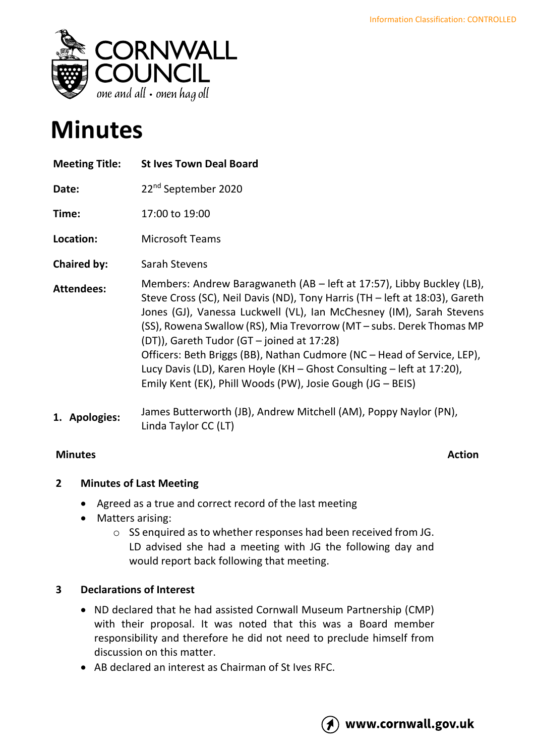Information Classification: CONTROLLED

# Minutes

| | |
|---|---|
| **Meeting Title:** | **St Ives Town Deal Board** |
| **Date:** | 22nd September 2020 |
| **Time:** | 17:00 to 19:00 |
| **Location:** | Microsoft Teams |
| **Chaired by:** | Sarah Stevens |
| **Attendees:** | Members: Andrew Baragwaneth (AB – left at 17:57), Libby Buckley (LB), Steve Cross (SC), Neil Davis (ND), Tony Harris (TH – left at 18:03), Gareth Jones (GJ), Vanessa Luckwell (VL), Ian McChesney (IM), Sarah Stevens (SS), Rowena Swallow (RS), Mia Trevorrow (MT – subs. Derek Thomas MP (DT)), Gareth Tudor (GT – joined at 17:28)<br>Officers: Beth Briggs (BB), Nathan Cudmore (NC – Head of Service, LEP), Lucy Davis (LD), Karen Hoyle (KH – Ghost Consulting – left at 17:20), Emily Kent (EK), Phill Woods (PW), Josie Gough (JG – BEIS) |
| **1. Apologies:** | James Butterworth (JB), Andrew Mitchell (AM), Poppy Naylor (PN), Linda Taylor CC (LT) |

**Minutes** | **Action**

### 2 Minutes of Last Meeting

- Agreed as a true and correct record of the last meeting
- Matters arising:
  - SS enquired as to whether responses had been received from JG. LD advised she had a meeting with JG the following day and would report back following that meeting.

### 3 Declarations of Interest

- ND declared that he had assisted Cornwall Museum Partnership (CMP) with their proposal. It was noted that this was a Board member responsibility and therefore he did not need to preclude himself from discussion on this matter.
- AB declared an interest as Chairman of St Ives RFC.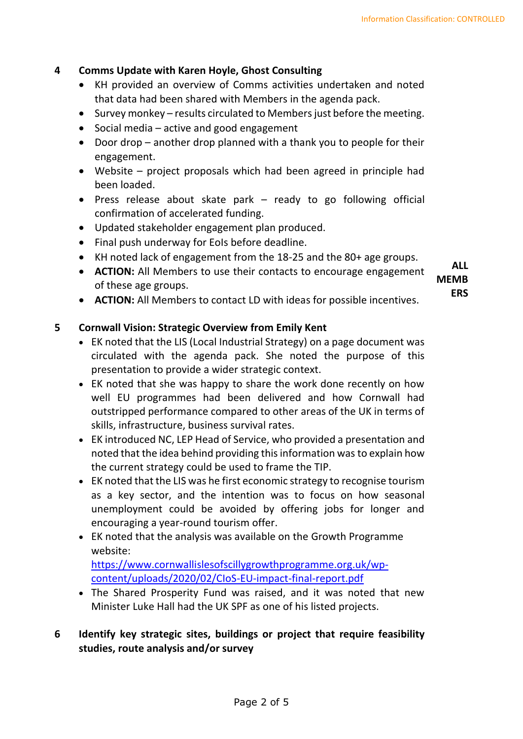## 4 Comms Update with Karen Hoyle, Ghost Consulting

- KH provided an overview of Comms activities undertaken and noted that data had been shared with Members in the agenda pack.
- Survey monkey – results circulated to Members just before the meeting.
- Social media – active and good engagement
- Door drop – another drop planned with a thank you to people for their engagement.
- Website – project proposals which had been agreed in principle had been loaded.
- Press release about skate park – ready to go following official confirmation of accelerated funding.
- Updated stakeholder engagement plan produced.
- Final push underway for EoIs before deadline.
- KH noted lack of engagement from the 18-25 and the 80+ age groups.
- **ACTION:** All Members to use their contacts to encourage engagement of these age groups. **ALL MEMBERS**
- **ACTION:** All Members to contact LD with ideas for possible incentives.

## 5 Cornwall Vision: Strategic Overview from Emily Kent

- EK noted that the LIS (Local Industrial Strategy) on a page document was circulated with the agenda pack. She noted the purpose of this presentation to provide a wider strategic context.
- EK noted that she was happy to share the work done recently on how well EU programmes had been delivered and how Cornwall had outstripped performance compared to other areas of the UK in terms of skills, infrastructure, business survival rates.
- EK introduced NC, LEP Head of Service, who provided a presentation and noted that the idea behind providing this information was to explain how the current strategy could be used to frame the TIP.
- EK noted that the LIS was he first economic strategy to recognise tourism as a key sector, and the intention was to focus on how seasonal unemployment could be avoided by offering jobs for longer and encouraging a year-round tourism offer.
- EK noted that the analysis was available on the Growth Programme website: https://www.cornwallislesofscillygrowthprogramme.org.uk/wp-content/uploads/2020/02/CIoS-EU-impact-final-report.pdf
- The Shared Prosperity Fund was raised, and it was noted that new Minister Luke Hall had the UK SPF as one of his listed projects.

## 6 Identify key strategic sites, buildings or project that require feasibility studies, route analysis and/or survey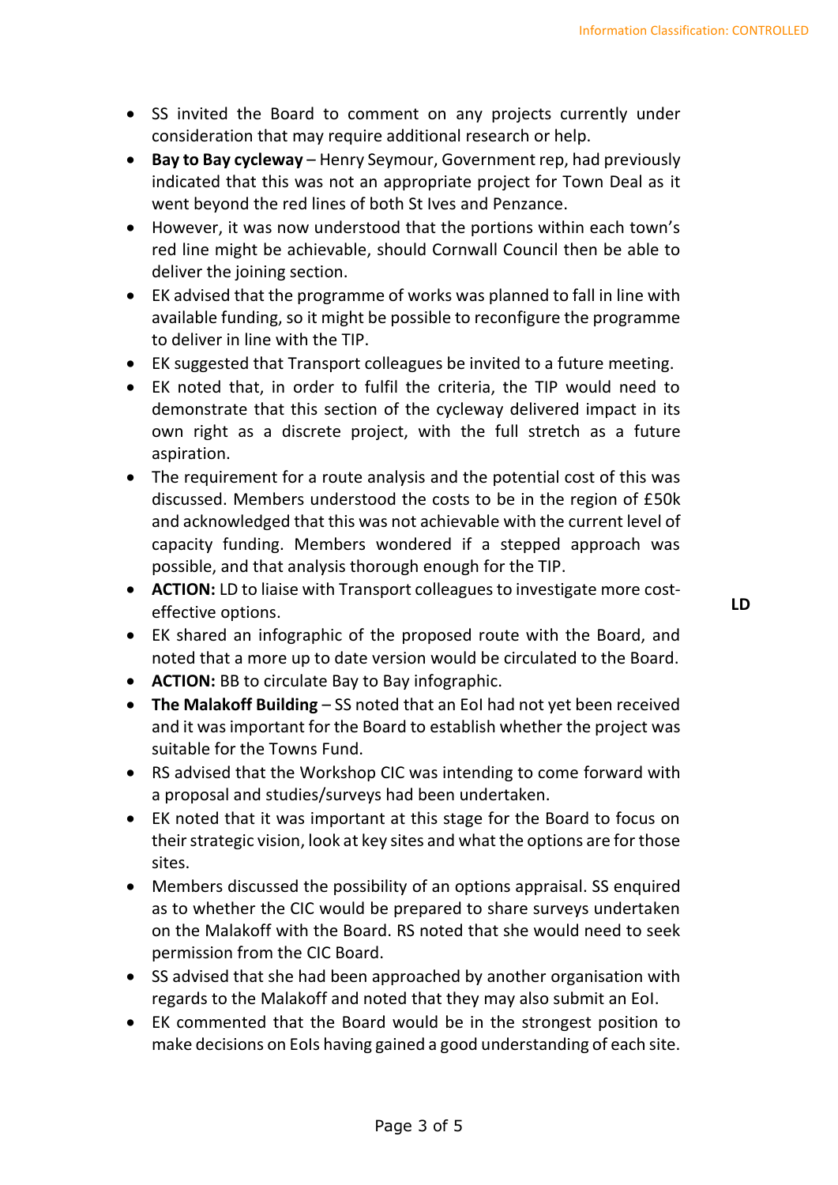- SS invited the Board to comment on any projects currently under consideration that may require additional research or help.
- **Bay to Bay cycleway** – Henry Seymour, Government rep, had previously indicated that this was not an appropriate project for Town Deal as it went beyond the red lines of both St Ives and Penzance.
- However, it was now understood that the portions within each town's red line might be achievable, should Cornwall Council then be able to deliver the joining section.
- EK advised that the programme of works was planned to fall in line with available funding, so it might be possible to reconfigure the programme to deliver in line with the TIP.
- EK suggested that Transport colleagues be invited to a future meeting.
- EK noted that, in order to fulfil the criteria, the TIP would need to demonstrate that this section of the cycleway delivered impact in its own right as a discrete project, with the full stretch as a future aspiration.
- The requirement for a route analysis and the potential cost of this was discussed. Members understood the costs to be in the region of £50k and acknowledged that this was not achievable with the current level of capacity funding. Members wondered if a stepped approach was possible, and that analysis thorough enough for the TIP.
- **ACTION:** LD to liaise with Transport colleagues to investigate more cost-effective options. **LD**
- EK shared an infographic of the proposed route with the Board, and noted that a more up to date version would be circulated to the Board.
- **ACTION:** BB to circulate Bay to Bay infographic.
- **The Malakoff Building** – SS noted that an EoI had not yet been received and it was important for the Board to establish whether the project was suitable for the Towns Fund.
- RS advised that the Workshop CIC was intending to come forward with a proposal and studies/surveys had been undertaken.
- EK noted that it was important at this stage for the Board to focus on their strategic vision, look at key sites and what the options are for those sites.
- Members discussed the possibility of an options appraisal. SS enquired as to whether the CIC would be prepared to share surveys undertaken on the Malakoff with the Board. RS noted that she would need to seek permission from the CIC Board.
- SS advised that she had been approached by another organisation with regards to the Malakoff and noted that they may also submit an EoI.
- EK commented that the Board would be in the strongest position to make decisions on EoIs having gained a good understanding of each site.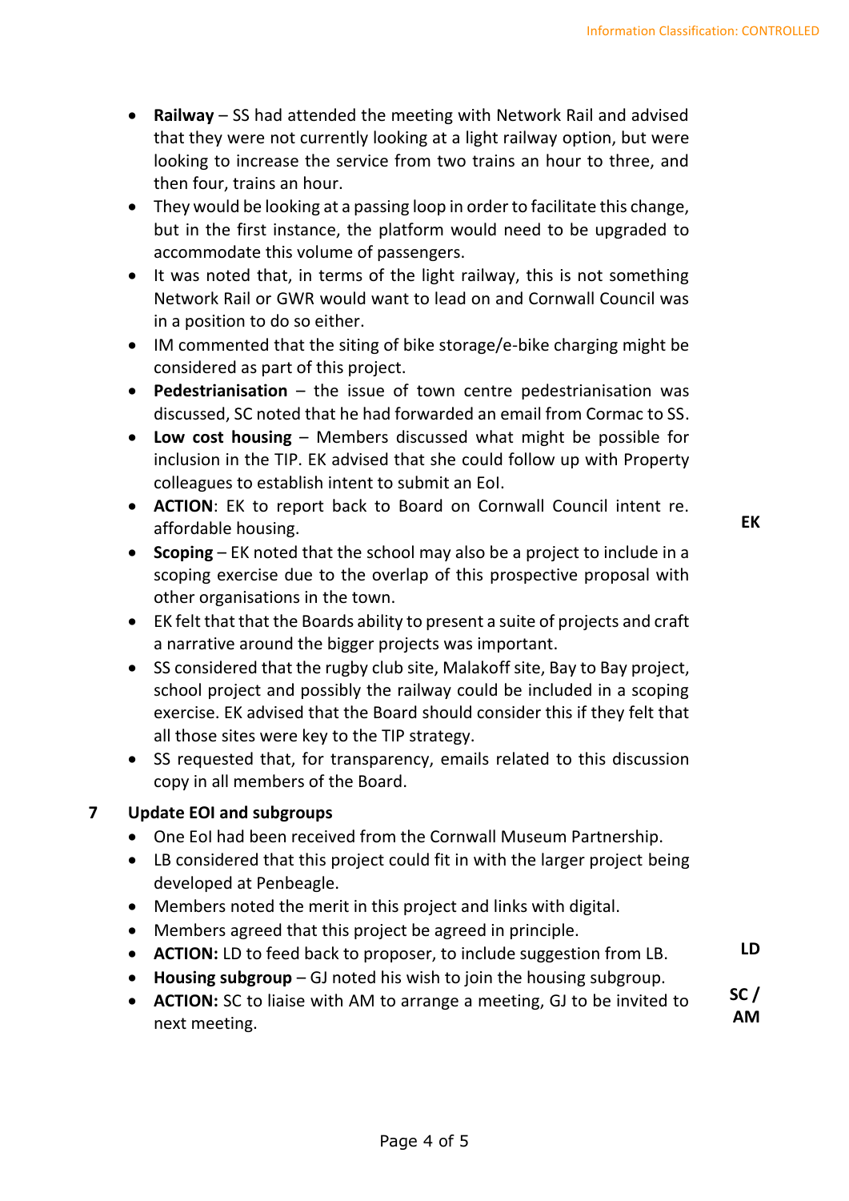- **Railway** – SS had attended the meeting with Network Rail and advised that they were not currently looking at a light railway option, but were looking to increase the service from two trains an hour to three, and then four, trains an hour.
- They would be looking at a passing loop in order to facilitate this change, but in the first instance, the platform would need to be upgraded to accommodate this volume of passengers.
- It was noted that, in terms of the light railway, this is not something Network Rail or GWR would want to lead on and Cornwall Council was in a position to do so either.
- IM commented that the siting of bike storage/e-bike charging might be considered as part of this project.
- **Pedestrianisation** – the issue of town centre pedestrianisation was discussed, SC noted that he had forwarded an email from Cormac to SS.
- **Low cost housing** – Members discussed what might be possible for inclusion in the TIP. EK advised that she could follow up with Property colleagues to establish intent to submit an EoI.
- **ACTION**: EK to report back to Board on Cornwall Council intent re. affordable housing. **EK**
- **Scoping** – EK noted that the school may also be a project to include in a scoping exercise due to the overlap of this prospective proposal with other organisations in the town.
- EK felt that that the Boards ability to present a suite of projects and craft a narrative around the bigger projects was important.
- SS considered that the rugby club site, Malakoff site, Bay to Bay project, school project and possibly the railway could be included in a scoping exercise. EK advised that the Board should consider this if they felt that all those sites were key to the TIP strategy.
- SS requested that, for transparency, emails related to this discussion copy in all members of the Board.

## 7 Update EOI and subgroups

- One EoI had been received from the Cornwall Museum Partnership.
- LB considered that this project could fit in with the larger project being developed at Penbeagle.
- Members noted the merit in this project and links with digital.
- Members agreed that this project be agreed in principle.
- **ACTION:** LD to feed back to proposer, to include suggestion from LB. **LD**
- **Housing subgroup** – GJ noted his wish to join the housing subgroup.
- **ACTION:** SC to liaise with AM to arrange a meeting, GJ to be invited to next meeting. **SC / AM**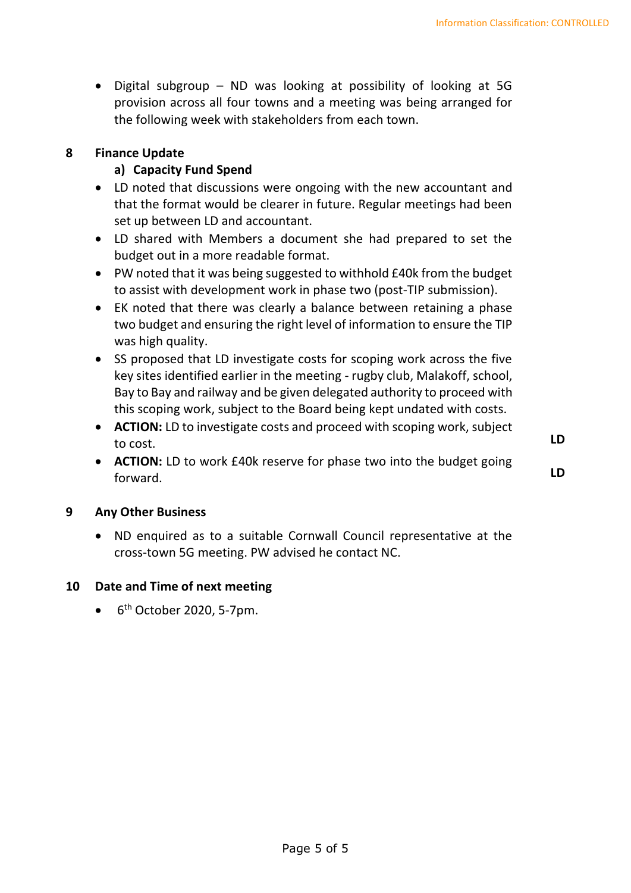- Digital subgroup – ND was looking at possibility of looking at 5G provision across all four towns and a meeting was being arranged for the following week with stakeholders from each town.

## 8 Finance Update

### a) Capacity Fund Spend

- LD noted that discussions were ongoing with the new accountant and that the format would be clearer in future. Regular meetings had been set up between LD and accountant.
- LD shared with Members a document she had prepared to set the budget out in a more readable format.
- PW noted that it was being suggested to withhold £40k from the budget to assist with development work in phase two (post-TIP submission).
- EK noted that there was clearly a balance between retaining a phase two budget and ensuring the right level of information to ensure the TIP was high quality.
- SS proposed that LD investigate costs for scoping work across the five key sites identified earlier in the meeting - rugby club, Malakoff, school, Bay to Bay and railway and be given delegated authority to proceed with this scoping work, subject to the Board being kept undated with costs.
- **ACTION:** LD to investigate costs and proceed with scoping work, subject to cost. **LD**
- **ACTION:** LD to work £40k reserve for phase two into the budget going forward. **LD**

## 9 Any Other Business

- ND enquired as to a suitable Cornwall Council representative at the cross-town 5G meeting. PW advised he contact NC.

## 10 Date and Time of next meeting

- 6th October 2020, 5-7pm.